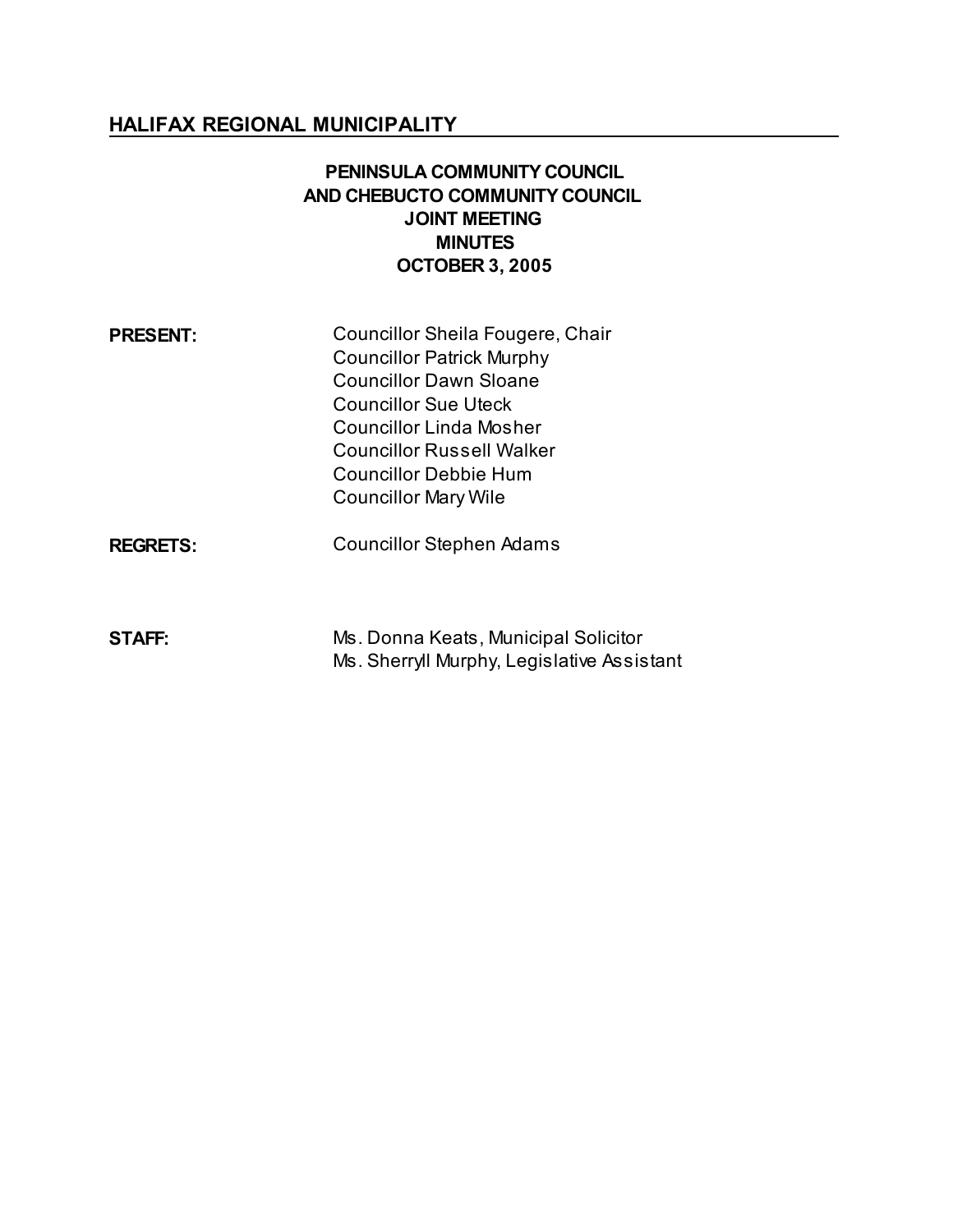## HALIFAX REGIONAL MUNICIPALITY

**PENINSULA COMMUNITY COUNCIL**
**AND CHEBUCTO COMMUNITY COUNCIL**
**JOINT MEETING**
**MINUTES**
**OCTOBER 3, 2005**

**PRESENT:** Councillor Sheila Fougere, Chair
Councillor Patrick Murphy
Councillor Dawn Sloane
Councillor Sue Uteck
Councillor Linda Mosher
Councillor Russell Walker
Councillor Debbie Hum
Councillor Mary Wile

**REGRETS:** Councillor Stephen Adams

**STAFF:** Ms. Donna Keats, Municipal Solicitor
Ms. Sherryll Murphy, Legislative Assistant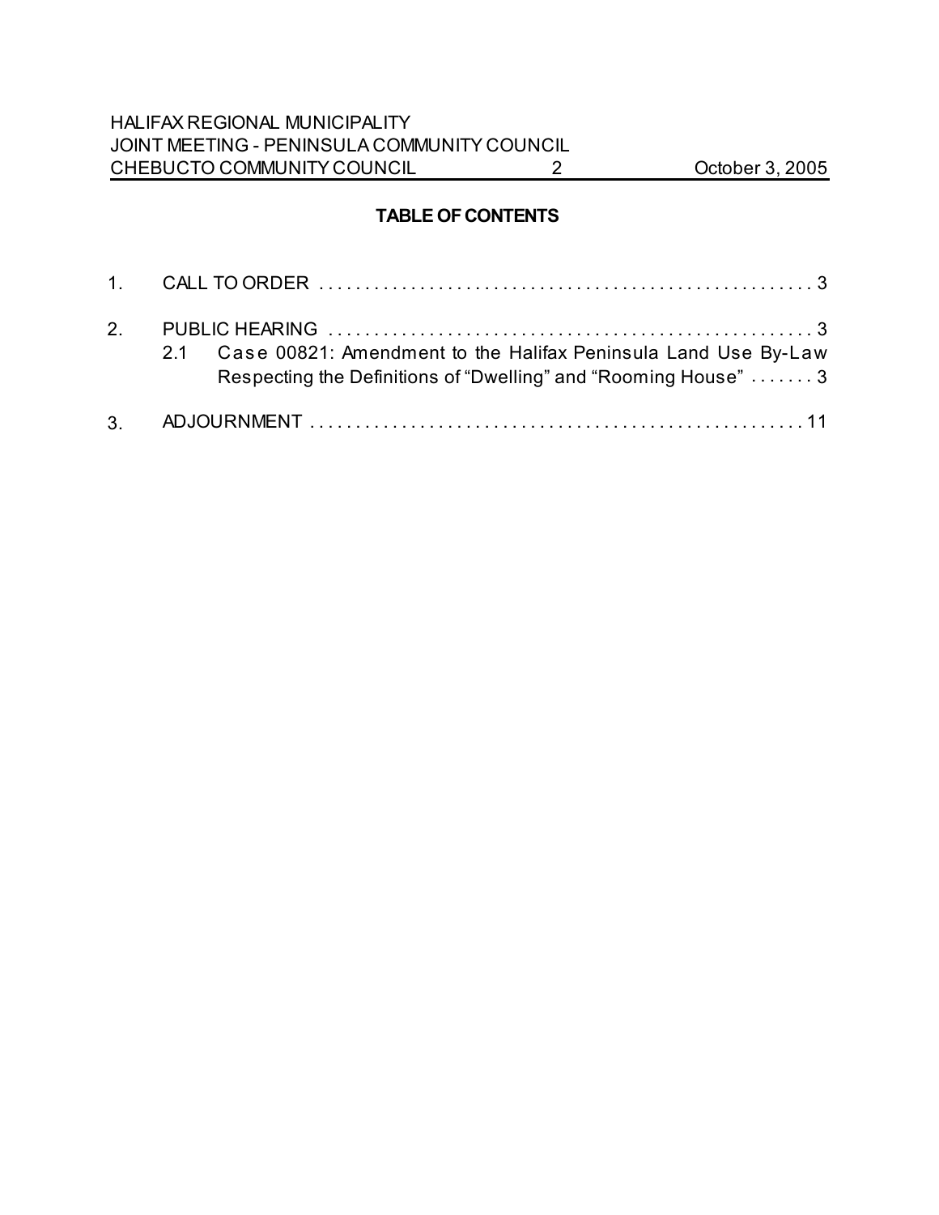## TABLE OF CONTENTS

1. CALL TO ORDER . . . . . . . . . . . . . . . . . . . . . . . . . . . . . . . . . . . . . . . . . . . . . . . . . . . . . 3

2. PUBLIC HEARING . . . . . . . . . . . . . . . . . . . . . . . . . . . . . . . . . . . . . . . . . . . . . . . . . . . . 3
   - 2.1 Case 00821: Amendment to the Halifax Peninsula Land Use By-Law Respecting the Definitions of "Dwelling" and "Rooming House" . . . . . . . 3

3. ADJOURNMENT . . . . . . . . . . . . . . . . . . . . . . . . . . . . . . . . . . . . . . . . . . . . . . . . . . . . . 11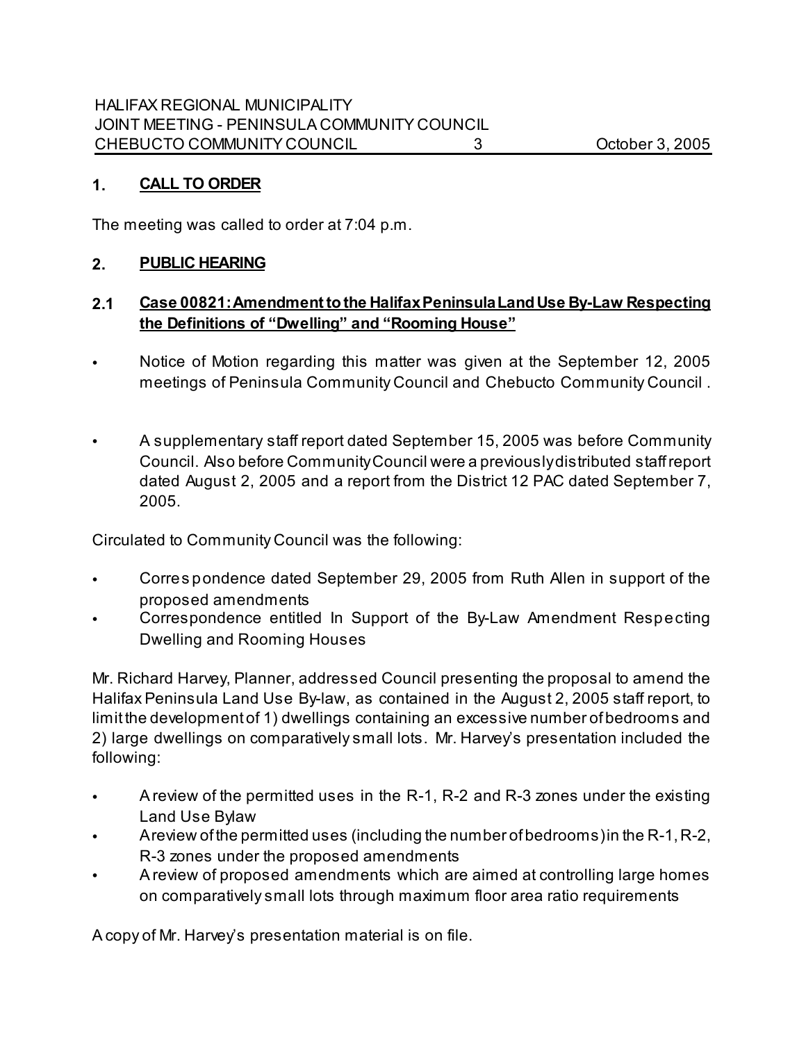## 1. CALL TO ORDER

The meeting was called to order at 7:04 p.m.

## 2. PUBLIC HEARING

### 2.1 Case 00821: Amendment to the Halifax Peninsula Land Use By-Law Respecting the Definitions of "Dwelling" and "Rooming House"

- Notice of Motion regarding this matter was given at the September 12, 2005 meetings of Peninsula Community Council and Chebucto Community Council .
- A supplementary staff report dated September 15, 2005 was before Community Council. Also before Community Council were a previously distributed staff report dated August 2, 2005 and a report from the District 12 PAC dated September 7, 2005.

Circulated to Community Council was the following:

- Correspondence dated September 29, 2005 from Ruth Allen in support of the proposed amendments
- Correspondence entitled In Support of the By-Law Amendment Respecting Dwelling and Rooming Houses

Mr. Richard Harvey, Planner, addressed Council presenting the proposal to amend the Halifax Peninsula Land Use By-law, as contained in the August 2, 2005 staff report, to limit the development of 1) dwellings containing an excessive number of bedrooms and 2) large dwellings on comparatively small lots. Mr. Harvey's presentation included the following:

- A review of the permitted uses in the R-1, R-2 and R-3 zones under the existing Land Use Bylaw
- A review of the permitted uses (including the number of bedrooms) in the R-1, R-2, R-3 zones under the proposed amendments
- A review of proposed amendments which are aimed at controlling large homes on comparatively small lots through maximum floor area ratio requirements

A copy of Mr. Harvey's presentation material is on file.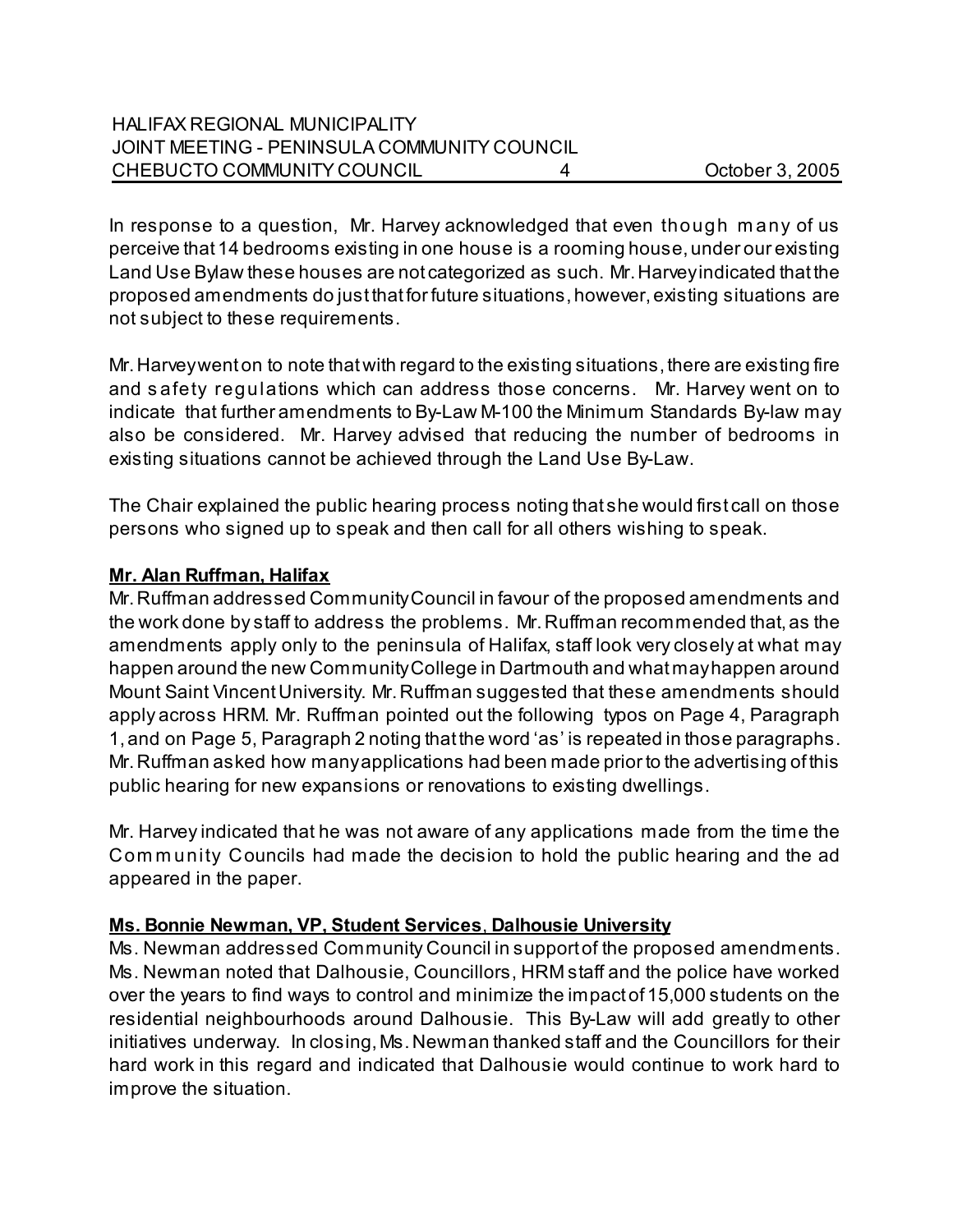In response to a question, Mr. Harvey acknowledged that even though many of us perceive that 14 bedrooms existing in one house is a rooming house, under our existing Land Use Bylaw these houses are not categorized as such. Mr. Harvey indicated that the proposed amendments do just that for future situations, however, existing situations are not subject to these requirements.

Mr. Harvey went on to note that with regard to the existing situations, there are existing fire and safety regulations which can address those concerns. Mr. Harvey went on to indicate that further amendments to By-Law M-100 the Minimum Standards By-law may also be considered. Mr. Harvey advised that reducing the number of bedrooms in existing situations cannot be achieved through the Land Use By-Law.

The Chair explained the public hearing process noting that she would first call on those persons who signed up to speak and then call for all others wishing to speak.

**Mr. Alan Ruffman, Halifax**

Mr. Ruffman addressed Community Council in favour of the proposed amendments and the work done by staff to address the problems. Mr. Ruffman recommended that, as the amendments apply only to the peninsula of Halifax, staff look very closely at what may happen around the new Community College in Dartmouth and what may happen around Mount Saint Vincent University. Mr. Ruffman suggested that these amendments should apply across HRM. Mr. Ruffman pointed out the following typos on Page 4, Paragraph 1, and on Page 5, Paragraph 2 noting that the word 'as' is repeated in those paragraphs. Mr. Ruffman asked how many applications had been made prior to the advertising of this public hearing for new expansions or renovations to existing dwellings.

Mr. Harvey indicated that he was not aware of any applications made from the time the Community Councils had made the decision to hold the public hearing and the ad appeared in the paper.

**Ms. Bonnie Newman, VP, Student Services, Dalhousie University**

Ms. Newman addressed Community Council in support of the proposed amendments. Ms. Newman noted that Dalhousie, Councillors, HRM staff and the police have worked over the years to find ways to control and minimize the impact of 15,000 students on the residential neighbourhoods around Dalhousie. This By-Law will add greatly to other initiatives underway. In closing, Ms. Newman thanked staff and the Councillors for their hard work in this regard and indicated that Dalhousie would continue to work hard to improve the situation.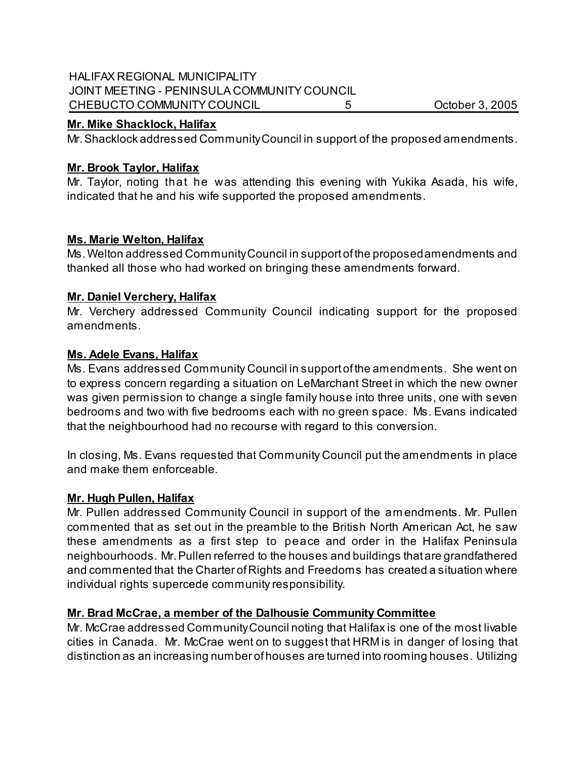**Mr. Mike Shacklock, Halifax**

Mr. Shacklock addressed Community Council in support of the proposed amendments.

**Mr. Brook Taylor, Halifax**

Mr. Taylor, noting that he was attending this evening with Yukika Asada, his wife, indicated that he and his wife supported the proposed amendments.

**Ms. Marie Welton, Halifax**

Ms. Welton addressed Community Council in support of the proposed amendments and thanked all those who had worked on bringing these amendments forward.

**Mr. Daniel Verchery, Halifax**

Mr. Verchery addressed Community Council indicating support for the proposed amendments.

**Ms. Adele Evans, Halifax**

Ms. Evans addressed Community Council in support of the amendments. She went on to express concern regarding a situation on LeMarchant Street in which the new owner was given permission to change a single family house into three units, one with seven bedrooms and two with five bedrooms each with no green space. Ms. Evans indicated that the neighbourhood had no recourse with regard to this conversion.

In closing, Ms. Evans requested that Community Council put the amendments in place and make them enforceable.

**Mr. Hugh Pullen, Halifax**

Mr. Pullen addressed Community Council in support of the amendments. Mr. Pullen commented that as set out in the preamble to the British North American Act, he saw these amendments as a first step to peace and order in the Halifax Peninsula neighbourhoods. Mr. Pullen referred to the houses and buildings that are grandfathered and commented that the Charter of Rights and Freedoms has created a situation where individual rights supercede community responsibility.

**Mr. Brad McCrae, a member of the Dalhousie Community Committee**

Mr. McCrae addressed Community Council noting that Halifax is one of the most livable cities in Canada. Mr. McCrae went on to suggest that HRM is in danger of losing that distinction as an increasing number of houses are turned into rooming houses. Utilizing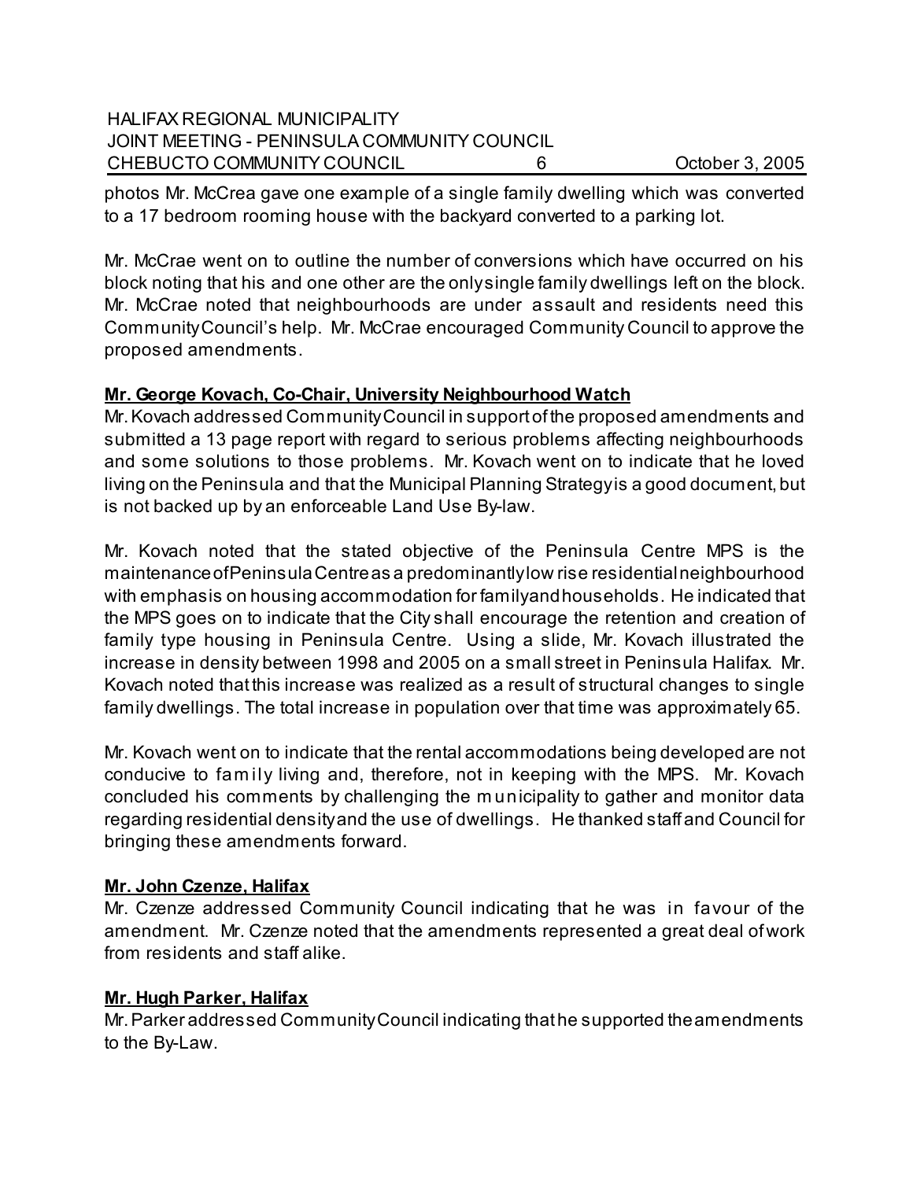photos Mr. McCrea gave one example of a single family dwelling which was converted to a 17 bedroom rooming house with the backyard converted to a parking lot.

Mr. McCrae went on to outline the number of conversions which have occurred on his block noting that his and one other are the only single family dwellings left on the block. Mr. McCrae noted that neighbourhoods are under assault and residents need this Community Council's help. Mr. McCrae encouraged Community Council to approve the proposed amendments.

**Mr. George Kovach, Co-Chair, University Neighbourhood Watch**
Mr. Kovach addressed Community Council in support of the proposed amendments and submitted a 13 page report with regard to serious problems affecting neighbourhoods and some solutions to those problems. Mr. Kovach went on to indicate that he loved living on the Peninsula and that the Municipal Planning Strategy is a good document, but is not backed up by an enforceable Land Use By-law.

Mr. Kovach noted that the stated objective of the Peninsula Centre MPS is the maintenance of Peninsula Centre as a predominantly low rise residential neighbourhood with emphasis on housing accommodation for family and households. He indicated that the MPS goes on to indicate that the City shall encourage the retention and creation of family type housing in Peninsula Centre. Using a slide, Mr. Kovach illustrated the increase in density between 1998 and 2005 on a small street in Peninsula Halifax. Mr. Kovach noted that this increase was realized as a result of structural changes to single family dwellings. The total increase in population over that time was approximately 65.

Mr. Kovach went on to indicate that the rental accommodations being developed are not conducive to family living and, therefore, not in keeping with the MPS. Mr. Kovach concluded his comments by challenging the municipality to gather and monitor data regarding residential density and the use of dwellings. He thanked staff and Council for bringing these amendments forward.

**Mr. John Czenze, Halifax**
Mr. Czenze addressed Community Council indicating that he was in favour of the amendment. Mr. Czenze noted that the amendments represented a great deal of work from residents and staff alike.

**Mr. Hugh Parker, Halifax**
Mr. Parker addressed Community Council indicating that he supported the amendments to the By-Law.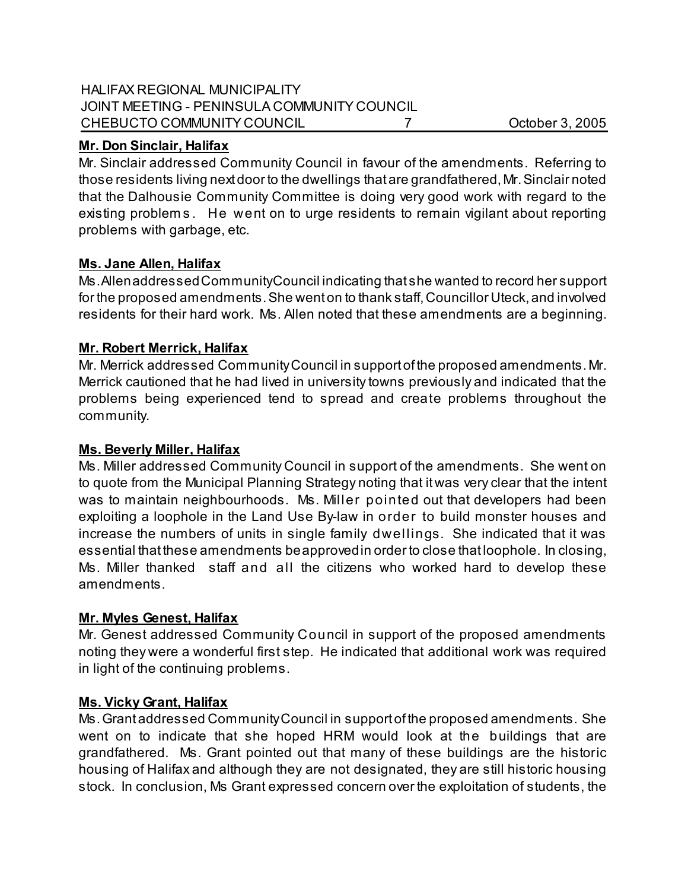**Mr. Don Sinclair, Halifax**

Mr. Sinclair addressed Community Council in favour of the amendments. Referring to those residents living next door to the dwellings that are grandfathered, Mr. Sinclair noted that the Dalhousie Community Committee is doing very good work with regard to the existing problems. He went on to urge residents to remain vigilant about reporting problems with garbage, etc.

**Ms. Jane Allen, Halifax**

Ms. Allen addressed Community Council indicating that she wanted to record her support for the proposed amendments. She went on to thank staff, Councillor Uteck, and involved residents for their hard work. Ms. Allen noted that these amendments are a beginning.

**Mr. Robert Merrick, Halifax**

Mr. Merrick addressed Community Council in support of the proposed amendments. Mr. Merrick cautioned that he had lived in university towns previously and indicated that the problems being experienced tend to spread and create problems throughout the community.

**Ms. Beverly Miller, Halifax**

Ms. Miller addressed Community Council in support of the amendments. She went on to quote from the Municipal Planning Strategy noting that it was very clear that the intent was to maintain neighbourhoods. Ms. Miller pointed out that developers had been exploiting a loophole in the Land Use By-law in order to build monster houses and increase the numbers of units in single family dwellings. She indicated that it was essential that these amendments be approved in order to close that loophole. In closing, Ms. Miller thanked staff and all the citizens who worked hard to develop these amendments.

**Mr. Myles Genest, Halifax**

Mr. Genest addressed Community Council in support of the proposed amendments noting they were a wonderful first step. He indicated that additional work was required in light of the continuing problems.

**Ms. Vicky Grant, Halifax**

Ms. Grant addressed Community Council in support of the proposed amendments. She went on to indicate that she hoped HRM would look at the buildings that are grandfathered. Ms. Grant pointed out that many of these buildings are the historic housing of Halifax and although they are not designated, they are still historic housing stock. In conclusion, Ms Grant expressed concern over the exploitation of students, the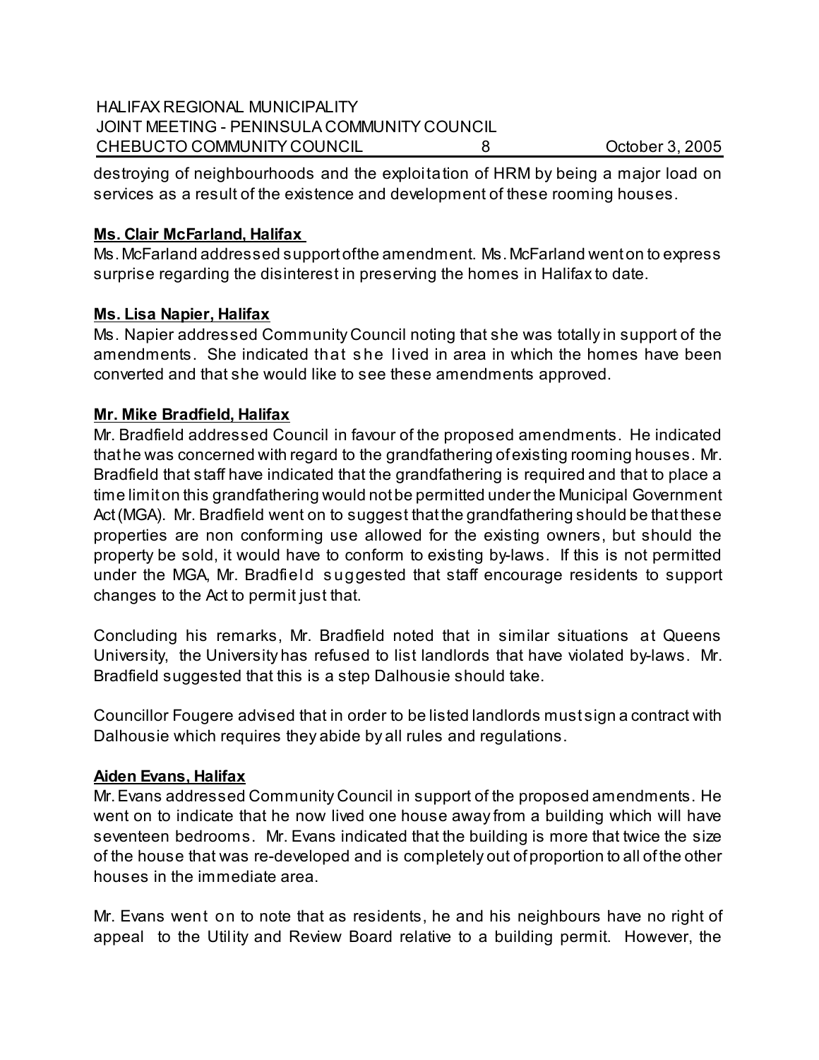destroying of neighbourhoods and the exploitation of HRM by being a major load on services as a result of the existence and development of these rooming houses.

**Ms. Clair McFarland, Halifax**

Ms. McFarland addressed support ofthe amendment. Ms. McFarland went on to express surprise regarding the disinterest in preserving the homes in Halifax to date.

**Ms. Lisa Napier, Halifax**

Ms. Napier addressed Community Council noting that she was totally in support of the amendments. She indicated that she lived in area in which the homes have been converted and that she would like to see these amendments approved.

**Mr. Mike Bradfield, Halifax**

Mr. Bradfield addressed Council in favour of the proposed amendments. He indicated that he was concerned with regard to the grandfathering of existing rooming houses. Mr. Bradfield that staff have indicated that the grandfathering is required and that to place a time limit on this grandfathering would not be permitted under the Municipal Government Act (MGA). Mr. Bradfield went on to suggest that the grandfathering should be that these properties are non conforming use allowed for the existing owners, but should the property be sold, it would have to conform to existing by-laws. If this is not permitted under the MGA, Mr. Bradfield suggested that staff encourage residents to support changes to the Act to permit just that.

Concluding his remarks, Mr. Bradfield noted that in similar situations at Queens University, the University has refused to list landlords that have violated by-laws. Mr. Bradfield suggested that this is a step Dalhousie should take.

Councillor Fougere advised that in order to be listed landlords must sign a contract with Dalhousie which requires they abide by all rules and regulations.

**Aiden Evans, Halifax**

Mr. Evans addressed Community Council in support of the proposed amendments. He went on to indicate that he now lived one house away from a building which will have seventeen bedrooms. Mr. Evans indicated that the building is more that twice the size of the house that was re-developed and is completely out of proportion to all of the other houses in the immediate area.

Mr. Evans went on to note that as residents, he and his neighbours have no right of appeal to the Utility and Review Board relative to a building permit. However, the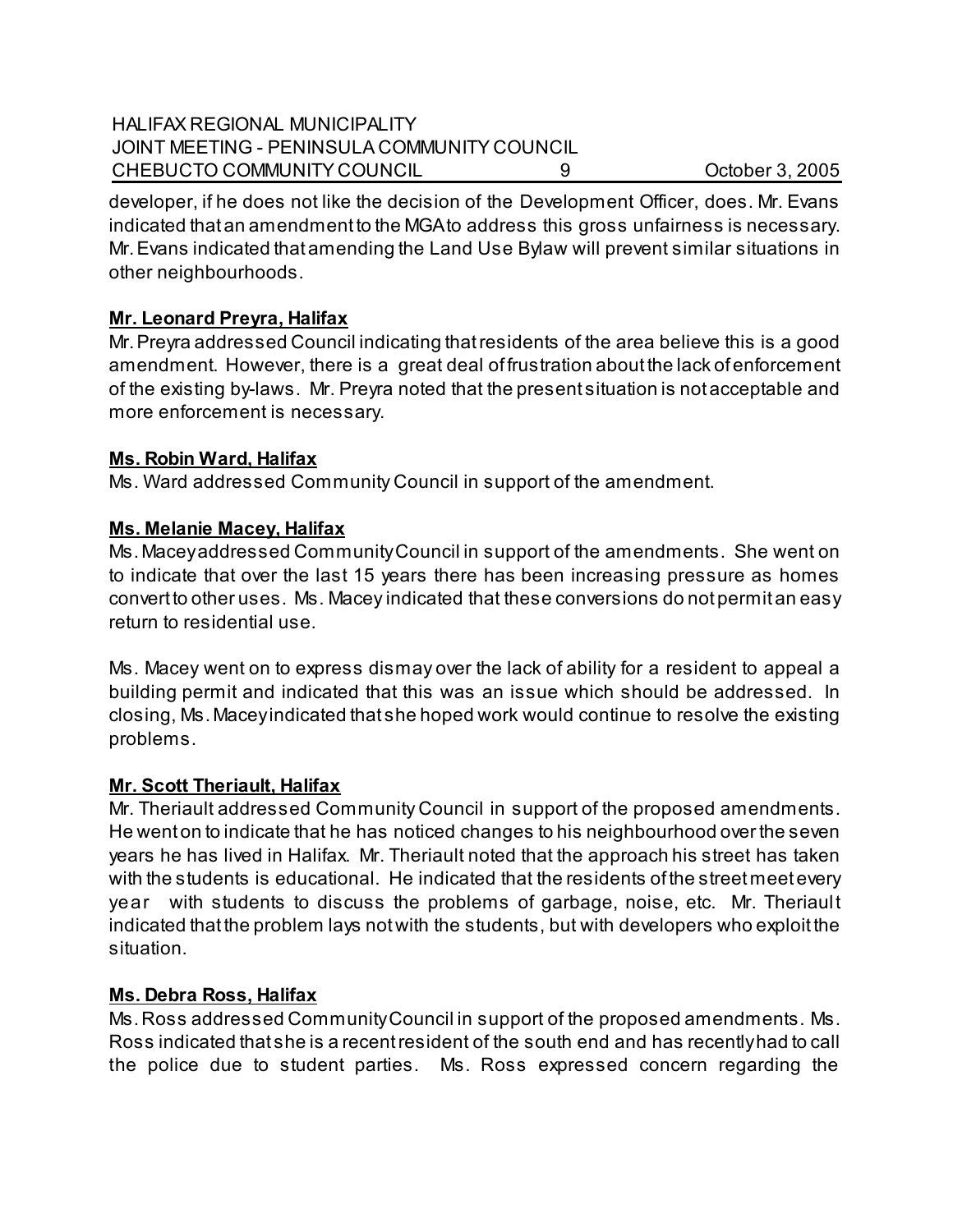developer, if he does not like the decision of the Development Officer, does. Mr. Evans indicated that an amendment to the MGA to address this gross unfairness is necessary. Mr. Evans indicated that amending the Land Use Bylaw will prevent similar situations in other neighbourhoods.

**Mr. Leonard Preyra, Halifax**

Mr. Preyra addressed Council indicating that residents of the area believe this is a good amendment. However, there is a great deal of frustration about the lack of enforcement of the existing by-laws. Mr. Preyra noted that the present situation is not acceptable and more enforcement is necessary.

**Ms. Robin Ward, Halifax**

Ms. Ward addressed Community Council in support of the amendment.

**Ms. Melanie Macey, Halifax**

Ms. Macey addressed Community Council in support of the amendments. She went on to indicate that over the last 15 years there has been increasing pressure as homes convert to other uses. Ms. Macey indicated that these conversions do not permit an easy return to residential use.

Ms. Macey went on to express dismay over the lack of ability for a resident to appeal a building permit and indicated that this was an issue which should be addressed. In closing, Ms. Macey indicated that she hoped work would continue to resolve the existing problems.

**Mr. Scott Theriault, Halifax**

Mr. Theriault addressed Community Council in support of the proposed amendments. He went on to indicate that he has noticed changes to his neighbourhood over the seven years he has lived in Halifax. Mr. Theriault noted that the approach his street has taken with the students is educational. He indicated that the residents of the street meet every year with students to discuss the problems of garbage, noise, etc. Mr. Theriault indicated that the problem lays not with the students, but with developers who exploit the situation.

**Ms. Debra Ross, Halifax**

Ms. Ross addressed Community Council in support of the proposed amendments. Ms. Ross indicated that she is a recent resident of the south end and has recently had to call the police due to student parties. Ms. Ross expressed concern regarding the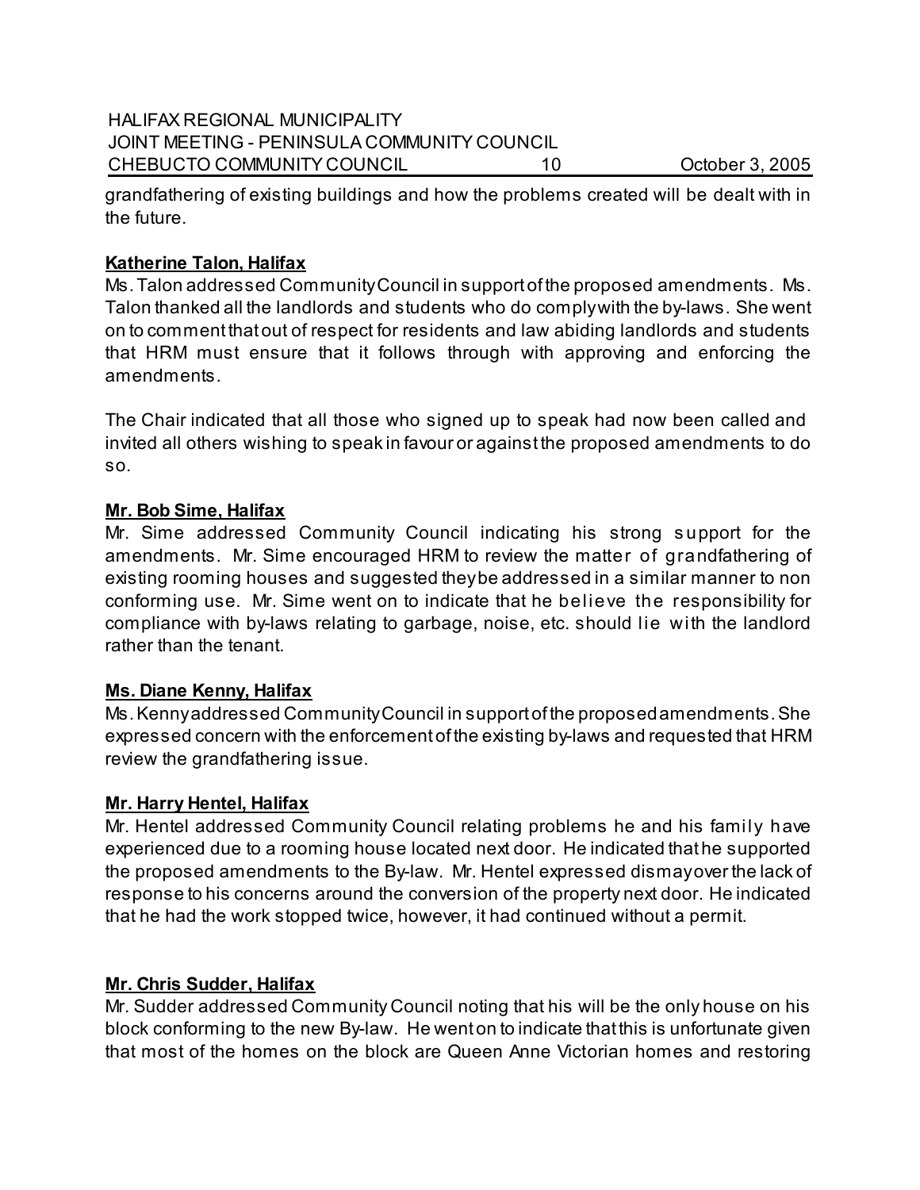grandfathering of existing buildings and how the problems created will be dealt with in the future.

**Katherine Talon, Halifax**

Ms. Talon addressed Community Council in support of the proposed amendments. Ms. Talon thanked all the landlords and students who do comply with the by-laws. She went on to comment that out of respect for residents and law abiding landlords and students that HRM must ensure that it follows through with approving and enforcing the amendments.

The Chair indicated that all those who signed up to speak had now been called and invited all others wishing to speak in favour or against the proposed amendments to do so.

**Mr. Bob Sime, Halifax**

Mr. Sime addressed Community Council indicating his strong support for the amendments. Mr. Sime encouraged HRM to review the matter of grandfathering of existing rooming houses and suggested they be addressed in a similar manner to non conforming use. Mr. Sime went on to indicate that he believe the responsibility for compliance with by-laws relating to garbage, noise, etc. should lie with the landlord rather than the tenant.

**Ms. Diane Kenny, Halifax**

Ms. Kenny addressed Community Council in support of the proposed amendments. She expressed concern with the enforcement of the existing by-laws and requested that HRM review the grandfathering issue.

**Mr. Harry Hentel, Halifax**

Mr. Hentel addressed Community Council relating problems he and his family have experienced due to a rooming house located next door. He indicated that he supported the proposed amendments to the By-law. Mr. Hentel expressed dismay over the lack of response to his concerns around the conversion of the property next door. He indicated that he had the work stopped twice, however, it had continued without a permit.

**Mr. Chris Sudder, Halifax**

Mr. Sudder addressed Community Council noting that his will be the only house on his block conforming to the new By-law. He went on to indicate that this is unfortunate given that most of the homes on the block are Queen Anne Victorian homes and restoring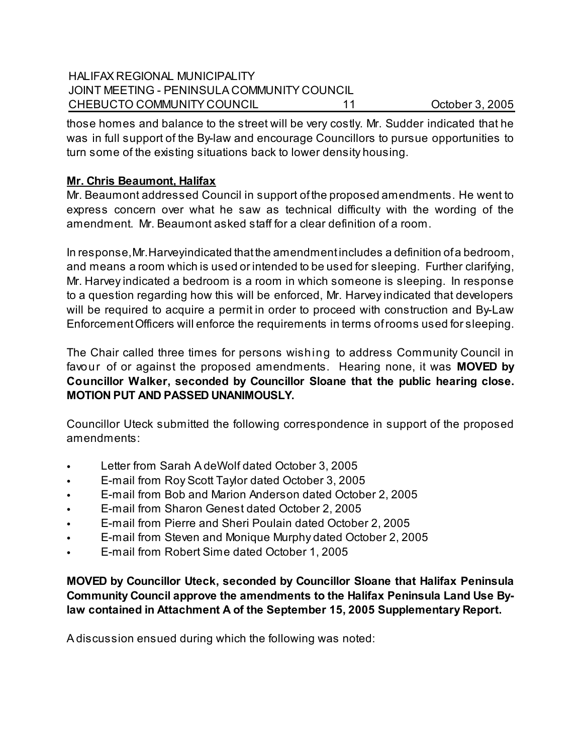those homes and balance to the street will be very costly. Mr. Sudder indicated that he was in full support of the By-law and encourage Councillors to pursue opportunities to turn some of the existing situations back to lower density housing.

**Mr. Chris Beaumont, Halifax**

Mr. Beaumont addressed Council in support of the proposed amendments. He went to express concern over what he saw as technical difficulty with the wording of the amendment. Mr. Beaumont asked staff for a clear definition of a room.

In response, Mr. Harvey indicated that the amendment includes a definition of a bedroom, and means a room which is used or intended to be used for sleeping. Further clarifying, Mr. Harvey indicated a bedroom is a room in which someone is sleeping. In response to a question regarding how this will be enforced, Mr. Harvey indicated that developers will be required to acquire a permit in order to proceed with construction and By-Law Enforcement Officers will enforce the requirements in terms of rooms used for sleeping.

The Chair called three times for persons wishing to address Community Council in favour of or against the proposed amendments. Hearing none, it was **MOVED by Councillor Walker, seconded by Councillor Sloane that the public hearing close. MOTION PUT AND PASSED UNANIMOUSLY.**

Councillor Uteck submitted the following correspondence in support of the proposed amendments:

- Letter from Sarah A deWolf dated October 3, 2005
- E-mail from Roy Scott Taylor dated October 3, 2005
- E-mail from Bob and Marion Anderson dated October 2, 2005
- E-mail from Sharon Genest dated October 2, 2005
- E-mail from Pierre and Sheri Poulain dated October 2, 2005
- E-mail from Steven and Monique Murphy dated October 2, 2005
- E-mail from Robert Sime dated October 1, 2005

**MOVED by Councillor Uteck, seconded by Councillor Sloane that Halifax Peninsula Community Council approve the amendments to the Halifax Peninsula Land Use By-law contained in Attachment A of the September 15, 2005 Supplementary Report.**

A discussion ensued during which the following was noted: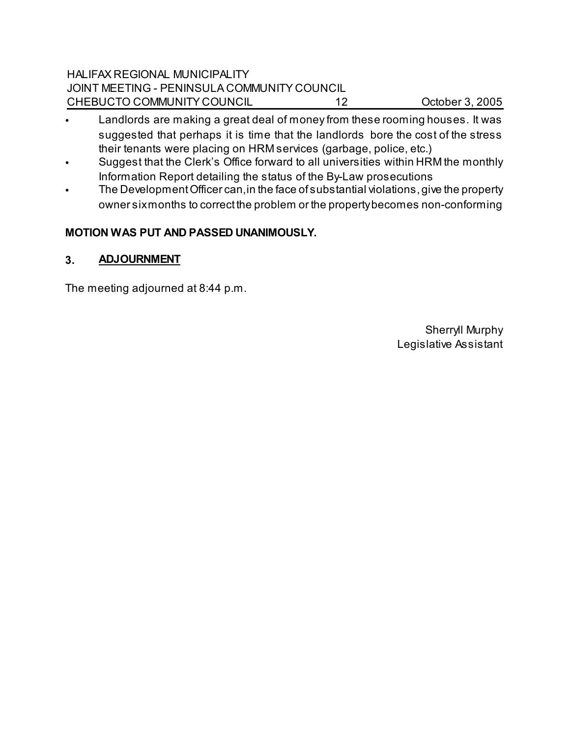- Landlords are making a great deal of money from these rooming houses. It was suggested that perhaps it is time that the landlords bore the cost of the stress their tenants were placing on HRM services (garbage, police, etc.)
- Suggest that the Clerk's Office forward to all universities within HRM the monthly Information Report detailing the status of the By-Law prosecutions
- The Development Officer can, in the face of substantial violations, give the property owner six months to correct the problem or the property becomes non-conforming

**MOTION WAS PUT AND PASSED UNANIMOUSLY.**

## 3. ADJOURNMENT

The meeting adjourned at 8:44 p.m.

Sherryll Murphy
Legislative Assistant